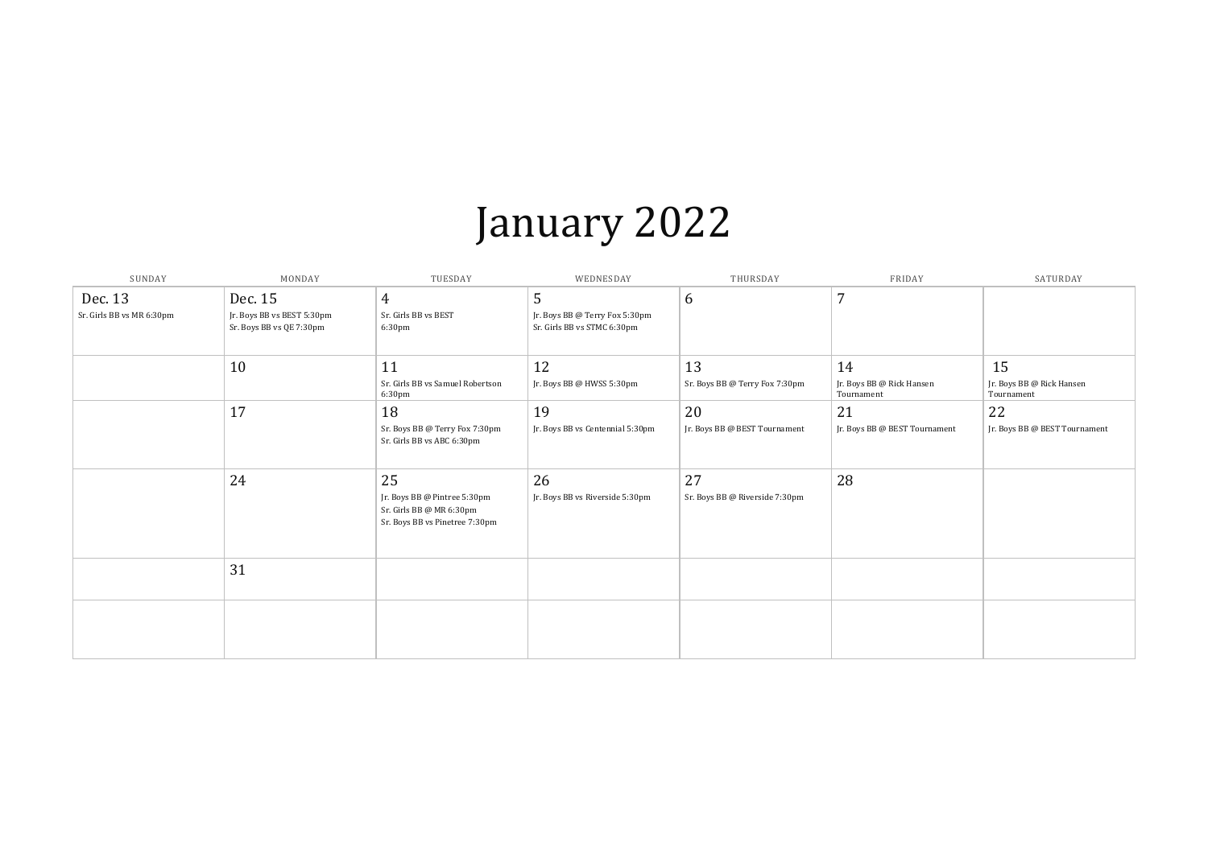# January 2022

| SUNDAY | MONDAY | TUESDAY | WEDNESDAY | THURSDAY | FRIDAY | SATURDAY |
|---|---|---|---|---|---|---|
| Dec. 13<br>Sr. Girls BB vs MR 6:30pm | Dec. 15<br>Jr. Boys BB vs BEST 5:30pm<br>Sr. Boys BB vs QE 7:30pm | 4<br>Sr. Girls BB vs BEST 6:30pm | 5<br>Jr. Boys BB @ Terry Fox 5:30pm<br>Sr. Girls BB vs STMC 6:30pm | 6 | 7 | |
| | 10 | 11<br>Sr. Girls BB vs Samuel Robertson 6:30pm | 12<br>Jr. Boys BB @ HWSS 5:30pm | 13<br>Sr. Boys BB @ Terry Fox 7:30pm | 14<br>Jr. Boys BB @ Rick Hansen Tournament | 15<br>Jr. Boys BB @ Rick Hansen Tournament |
| | 17 | 18<br>Sr. Boys BB @ Terry Fox 7:30pm<br>Sr. Girls BB vs ABC 6:30pm | 19<br>Jr. Boys BB vs Centennial 5:30pm | 20<br>Jr. Boys BB @ BEST Tournament | 21<br>Jr. Boys BB @ BEST Tournament | 22<br>Jr. Boys BB @ BEST Tournament |
| | 24 | 25<br>Jr. Boys BB @ Pintree 5:30pm<br>Sr. Girls BB @ MR 6:30pm<br>Sr. Boys BB vs Pinetree 7:30pm | 26<br>Jr. Boys BB vs Riverside 5:30pm | 27<br>Sr. Boys BB @ Riverside 7:30pm | 28 | |
| | 31 | | | | | |
| | | | | | | |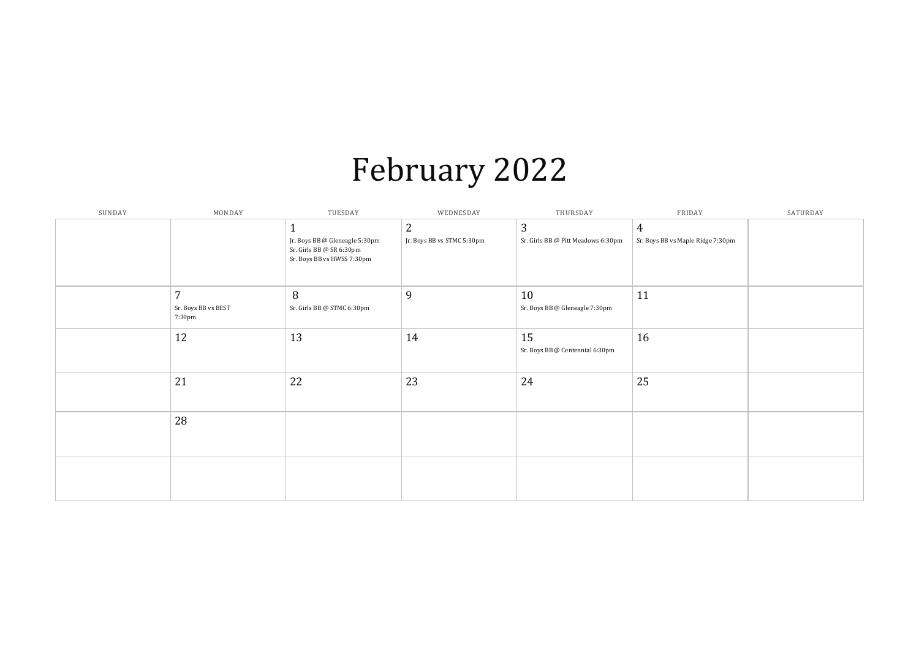# February 2022

| SUNDAY | MONDAY | TUESDAY | WEDNESDAY | THURSDAY | FRIDAY | SATURDAY |
|---|---|---|---|---|---|---|
| | | 1<br>Jr. Boys BB @ Gleneagle 5:30pm<br>Sr. Girls BB @ SR 6:30pm<br>Sr. Boys BB vs HWSS 7:30pm | 2<br>Jr. Boys BB vs STMC 5:30pm | 3<br>Sr. Girls BB @ Pitt Meadows 6:30pm | 4<br>Sr. Boys BB vs Maple Ridge 7:30pm | |
| | 7<br>Sr. Boys BB vs BEST 7:30pm | 8<br>Sr. Girls BB @ STMC 6:30pm | 9 | 10<br>Sr. Boys BB @ Gleneagle 7:30pm | 11 | |
| | 12 | 13 | 14 | 15<br>Sr. Boys BB @ Centennial 6:30pm | 16 | |
| | 21 | 22 | 23 | 24 | 25 | |
| | 28 | | | | | |
| | | | | | | |